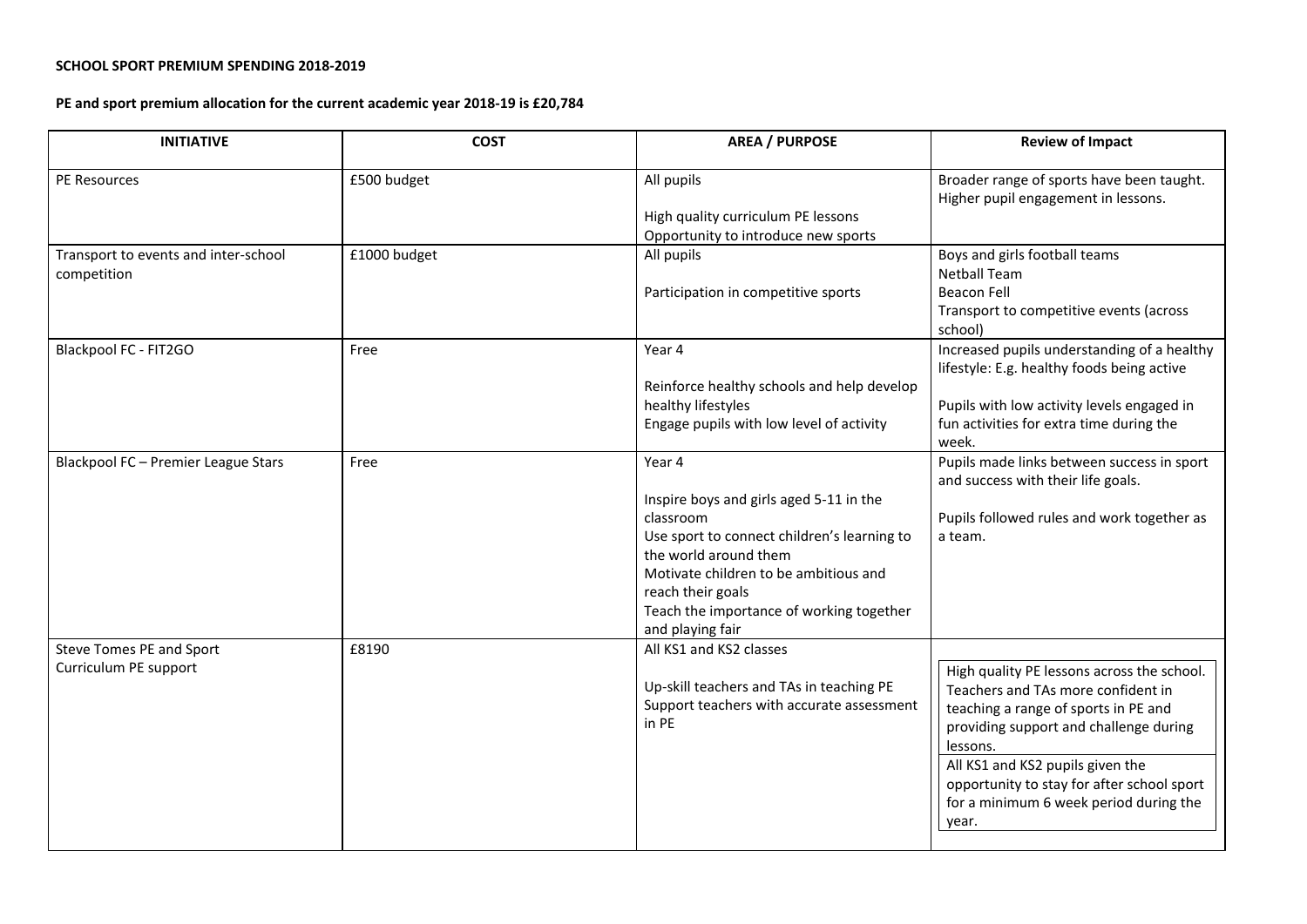**SCHOOL SPORT PREMIUM SPENDING 2018-2019**

**PE and sport premium allocation for the current academic year 2018-19 is £20,784**

| INITIATIVE | COST | AREA / PURPOSE | Review of Impact |
|---|---|---|---|
| PE Resources | £500 budget | All pupils<br><br>High quality curriculum PE lessons<br>Opportunity to introduce new sports | Broader range of sports have been taught. Higher pupil engagement in lessons. |
| Transport to events and inter-school competition | £1000 budget | All pupils<br><br>Participation in competitive sports | Boys and girls football teams<br>Netball Team<br>Beacon Fell<br>Transport to competitive events (across school) |
| Blackpool FC - FIT2GO | Free | Year 4<br><br>Reinforce healthy schools and help develop healthy lifestyles<br>Engage pupils with low level of activity | Increased pupils understanding of a healthy lifestyle: E.g. healthy foods being active<br><br>Pupils with low activity levels engaged in fun activities for extra time during the week. |
| Blackpool FC – Premier League Stars | Free | Year 4<br><br>Inspire boys and girls aged 5-11 in the classroom<br>Use sport to connect children's learning to the world around them<br>Motivate children to be ambitious and reach their goals<br>Teach the importance of working together and playing fair | Pupils made links between success in sport and success with their life goals.<br><br>Pupils followed rules and work together as a team. |
| Steve Tomes PE and Sport<br>Curriculum PE support | £8190 | All KS1 and KS2 classes<br><br>Up-skill teachers and TAs in teaching PE<br>Support teachers with accurate assessment in PE | High quality PE lessons across the school. Teachers and TAs more confident in teaching a range of sports in PE and providing support and challenge during lessons.<br>All KS1 and KS2 pupils given the opportunity to stay for after school sport for a minimum 6 week period during the year. |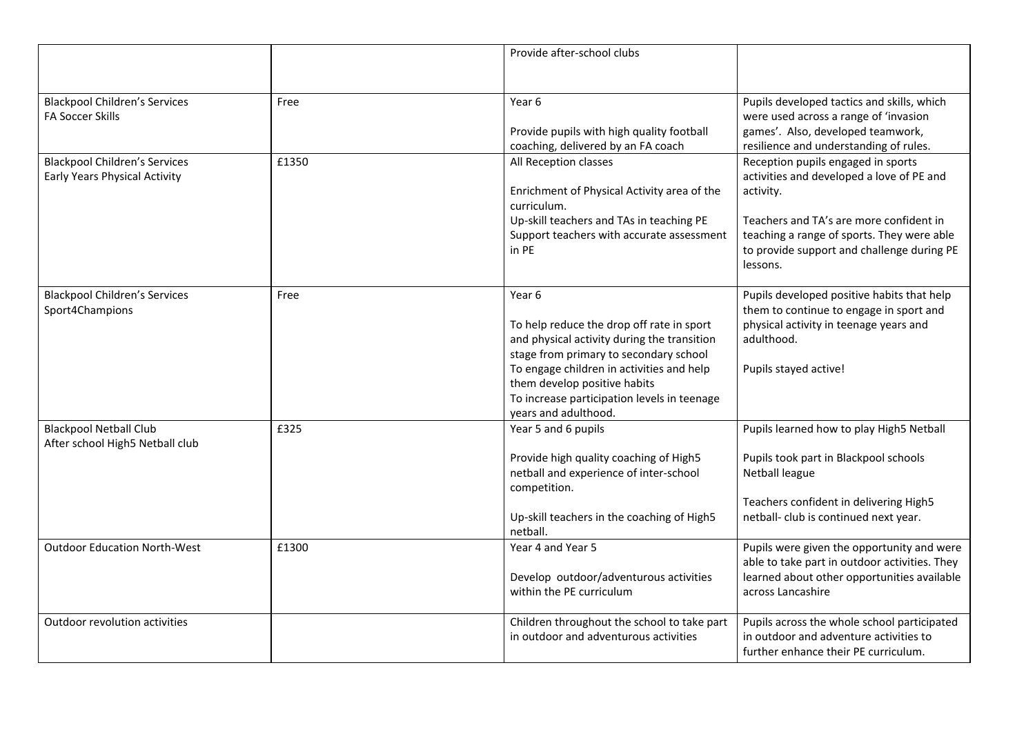| | | | |
|---|---|---|---|
| | | Provide after-school clubs | |
| Blackpool Children's Services<br>FA Soccer Skills | Free | Year 6<br><br>Provide pupils with high quality football coaching, delivered by an FA coach | Pupils developed tactics and skills, which were used across a range of 'invasion games'. Also, developed teamwork, resilience and understanding of rules. |
| Blackpool Children's Services<br>Early Years Physical Activity | £1350 | All Reception classes<br><br>Enrichment of Physical Activity area of the curriculum.<br>Up-skill teachers and TAs in teaching PE<br>Support teachers with accurate assessment in PE | Reception pupils engaged in sports activities and developed a love of PE and activity.<br><br>Teachers and TA's are more confident in teaching a range of sports. They were able to provide support and challenge during PE lessons. |
| Blackpool Children's Services<br>Sport4Champions | Free | Year 6<br><br>To help reduce the drop off rate in sport and physical activity during the transition stage from primary to secondary school<br>To engage children in activities and help them develop positive habits<br>To increase participation levels in teenage years and adulthood. | Pupils developed positive habits that help them to continue to engage in sport and physical activity in teenage years and adulthood.<br><br>Pupils stayed active! |
| Blackpool Netball Club<br>After school High5 Netball club | £325 | Year 5 and 6 pupils<br><br>Provide high quality coaching of High5 netball and experience of inter-school competition.<br><br>Up-skill teachers in the coaching of High5 netball. | Pupils learned how to play High5 Netball<br><br>Pupils took part in Blackpool schools Netball league<br><br>Teachers confident in delivering High5 netball- club is continued next year. |
| Outdoor Education North-West | £1300 | Year 4 and Year 5<br><br>Develop outdoor/adventurous activities within the PE curriculum | Pupils were given the opportunity and were able to take part in outdoor activities. They learned about other opportunities available across Lancashire |
| Outdoor revolution activities | | Children throughout the school to take part in outdoor and adventurous activities | Pupils across the whole school participated in outdoor and adventure activities to further enhance their PE curriculum. |